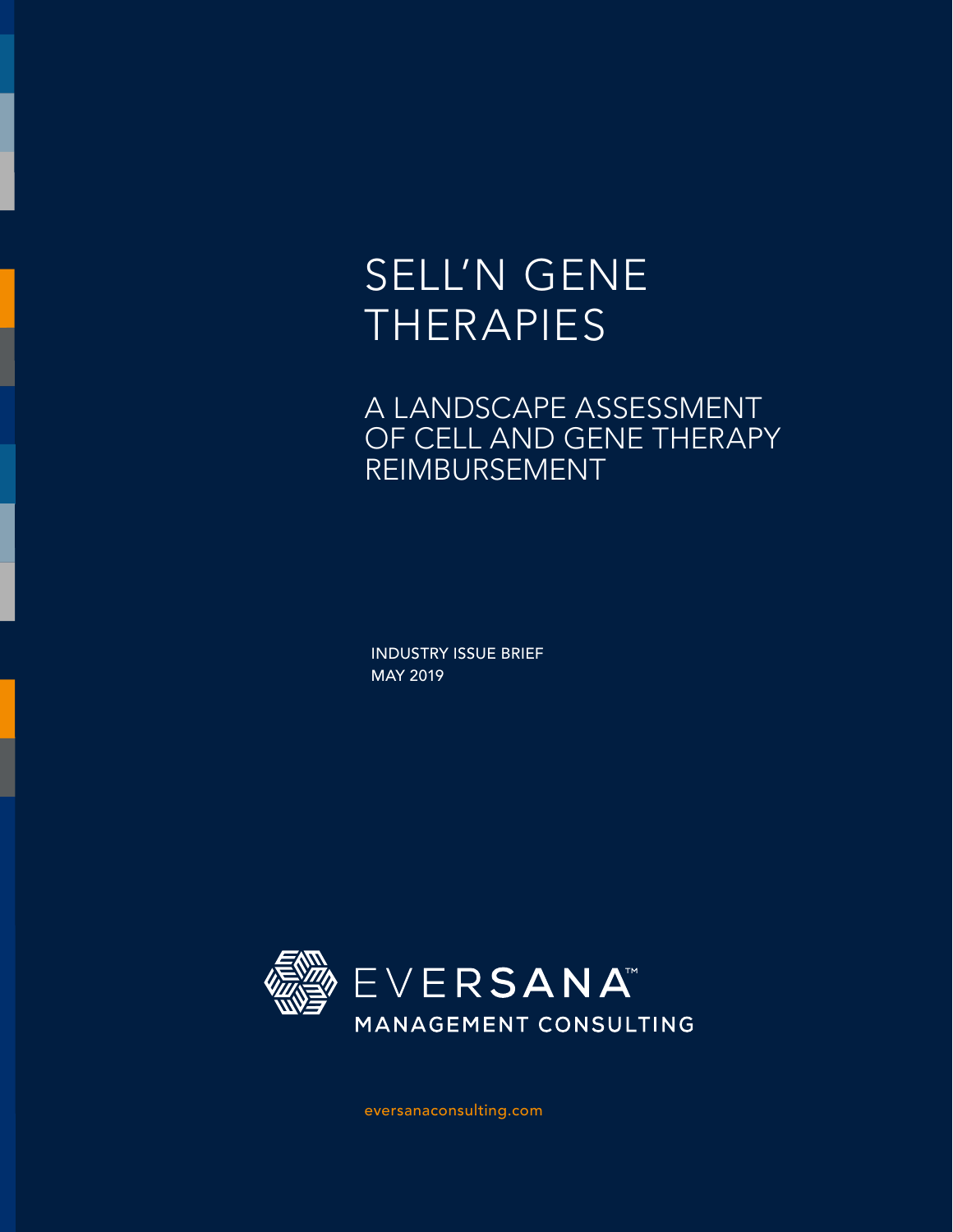# SELL'N GENE THERAPIES

## A LANDSCAPE ASSESSMENT OF CELL AND GENE THERAPY REIMBURSEMENT

INDUSTRY ISSUE BRIEF
MAY 2019

EVERSANA™
MANAGEMENT CONSULTING

eversanaconsulting.com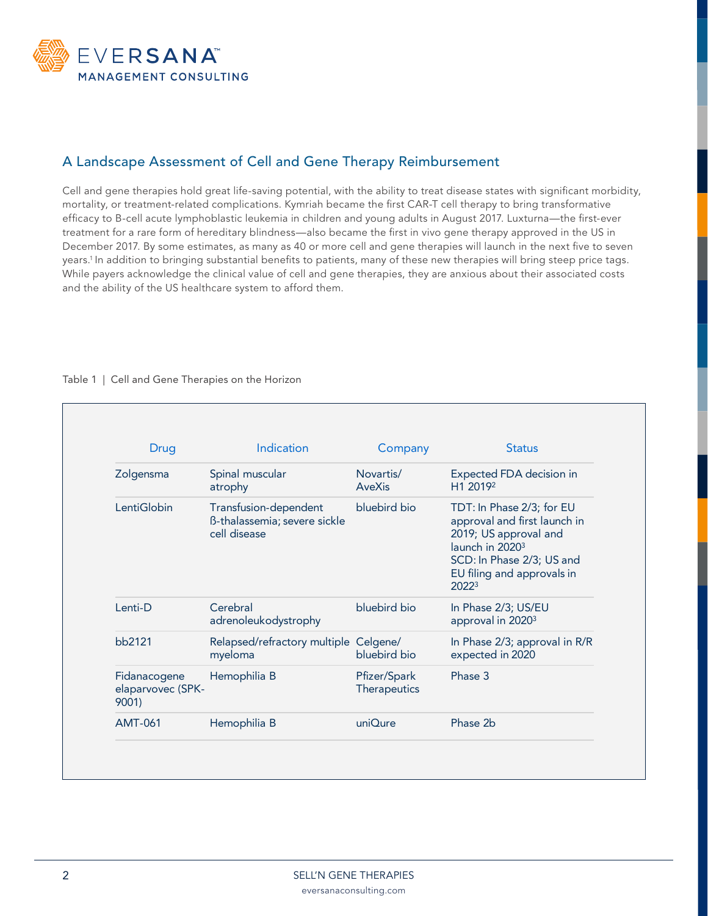## A Landscape Assessment of Cell and Gene Therapy Reimbursement

Cell and gene therapies hold great life-saving potential, with the ability to treat disease states with significant morbidity, mortality, or treatment-related complications. Kymriah became the first CAR-T cell therapy to bring transformative efficacy to B-cell acute lymphoblastic leukemia in children and young adults in August 2017. Luxturna—the first-ever treatment for a rare form of hereditary blindness—also became the first in vivo gene therapy approved in the US in December 2017. By some estimates, as many as 40 or more cell and gene therapies will launch in the next five to seven years.[1] In addition to bringing substantial benefits to patients, many of these new therapies will bring steep price tags. While payers acknowledge the clinical value of cell and gene therapies, they are anxious about their associated costs and the ability of the US healthcare system to afford them.

Table 1 | Cell and Gene Therapies on the Horizon

| Drug | Indication | Company | Status |
|---|---|---|---|
| Zolgensma | Spinal muscular atrophy | Novartis/ AveXis | Expected FDA decision in H1 2019[2] |
| LentiGlobin | Transfusion-dependent ß-thalassemia; severe sickle cell disease | bluebird bio | TDT: In Phase 2/3; for EU approval and first launch in 2019; US approval and launch in 2020[3] SCD: In Phase 2/3; US and EU filing and approvals in 2022[3] |
| Lenti-D | Cerebral adrenoleukodystrophy | bluebird bio | In Phase 2/3; US/EU approval in 2020[3] |
| bb2121 | Relapsed/refractory multiple myeloma | Celgene/ bluebird bio | In Phase 2/3; approval in R/R expected in 2020 |
| Fidanacogene elaparvovec (SPK-9001) | Hemophilia B | Pfizer/Spark Therapeutics | Phase 3 |
| AMT-061 | Hemophilia B | uniQure | Phase 2b |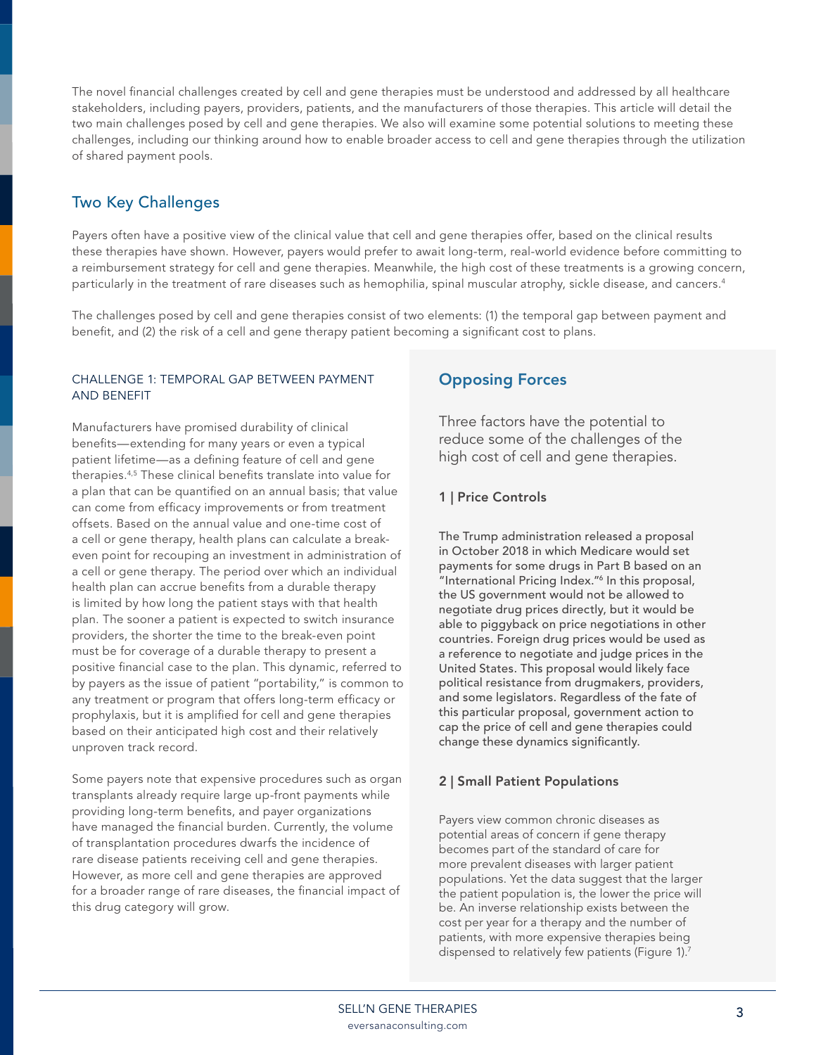The novel financial challenges created by cell and gene therapies must be understood and addressed by all healthcare stakeholders, including payers, providers, patients, and the manufacturers of those therapies. This article will detail the two main challenges posed by cell and gene therapies. We also will examine some potential solutions to meeting these challenges, including our thinking around how to enable broader access to cell and gene therapies through the utilization of shared payment pools.

## Two Key Challenges

Payers often have a positive view of the clinical value that cell and gene therapies offer, based on the clinical results these therapies have shown. However, payers would prefer to await long-term, real-world evidence before committing to a reimbursement strategy for cell and gene therapies. Meanwhile, the high cost of these treatments is a growing concern, particularly in the treatment of rare diseases such as hemophilia, spinal muscular atrophy, sickle disease, and cancers.[4]

The challenges posed by cell and gene therapies consist of two elements: (1) the temporal gap between payment and benefit, and (2) the risk of a cell and gene therapy patient becoming a significant cost to plans.

### CHALLENGE 1: TEMPORAL GAP BETWEEN PAYMENT AND BENEFIT

Manufacturers have promised durability of clinical benefits—extending for many years or even a typical patient lifetime—as a defining feature of cell and gene therapies.[4,5] These clinical benefits translate into value for a plan that can be quantified on an annual basis; that value can come from efficacy improvements or from treatment offsets. Based on the annual value and one-time cost of a cell or gene therapy, health plans can calculate a break-even point for recouping an investment in administration of a cell or gene therapy. The period over which an individual health plan can accrue benefits from a durable therapy is limited by how long the patient stays with that health plan. The sooner a patient is expected to switch insurance providers, the shorter the time to the break-even point must be for coverage of a durable therapy to present a positive financial case to the plan. This dynamic, referred to by payers as the issue of patient "portability," is common to any treatment or program that offers long-term efficacy or prophylaxis, but it is amplified for cell and gene therapies based on their anticipated high cost and their relatively unproven track record.

Some payers note that expensive procedures such as organ transplants already require large up-front payments while providing long-term benefits, and payer organizations have managed the financial burden. Currently, the volume of transplantation procedures dwarfs the incidence of rare disease patients receiving cell and gene therapies. However, as more cell and gene therapies are approved for a broader range of rare diseases, the financial impact of this drug category will grow.

## Opposing Forces

Three factors have the potential to reduce some of the challenges of the high cost of cell and gene therapies.

### 1 | Price Controls

The Trump administration released a proposal in October 2018 in which Medicare would set payments for some drugs in Part B based on an "International Pricing Index."[6] In this proposal, the US government would not be allowed to negotiate drug prices directly, but it would be able to piggyback on price negotiations in other countries. Foreign drug prices would be used as a reference to negotiate and judge prices in the United States. This proposal would likely face political resistance from drugmakers, providers, and some legislators. Regardless of the fate of this particular proposal, government action to cap the price of cell and gene therapies could change these dynamics significantly.

### 2 | Small Patient Populations

Payers view common chronic diseases as potential areas of concern if gene therapy becomes part of the standard of care for more prevalent diseases with larger patient populations. Yet the data suggest that the larger the patient population is, the lower the price will be. An inverse relationship exists between the cost per year for a therapy and the number of patients, with more expensive therapies being dispensed to relatively few patients (Figure 1).[7]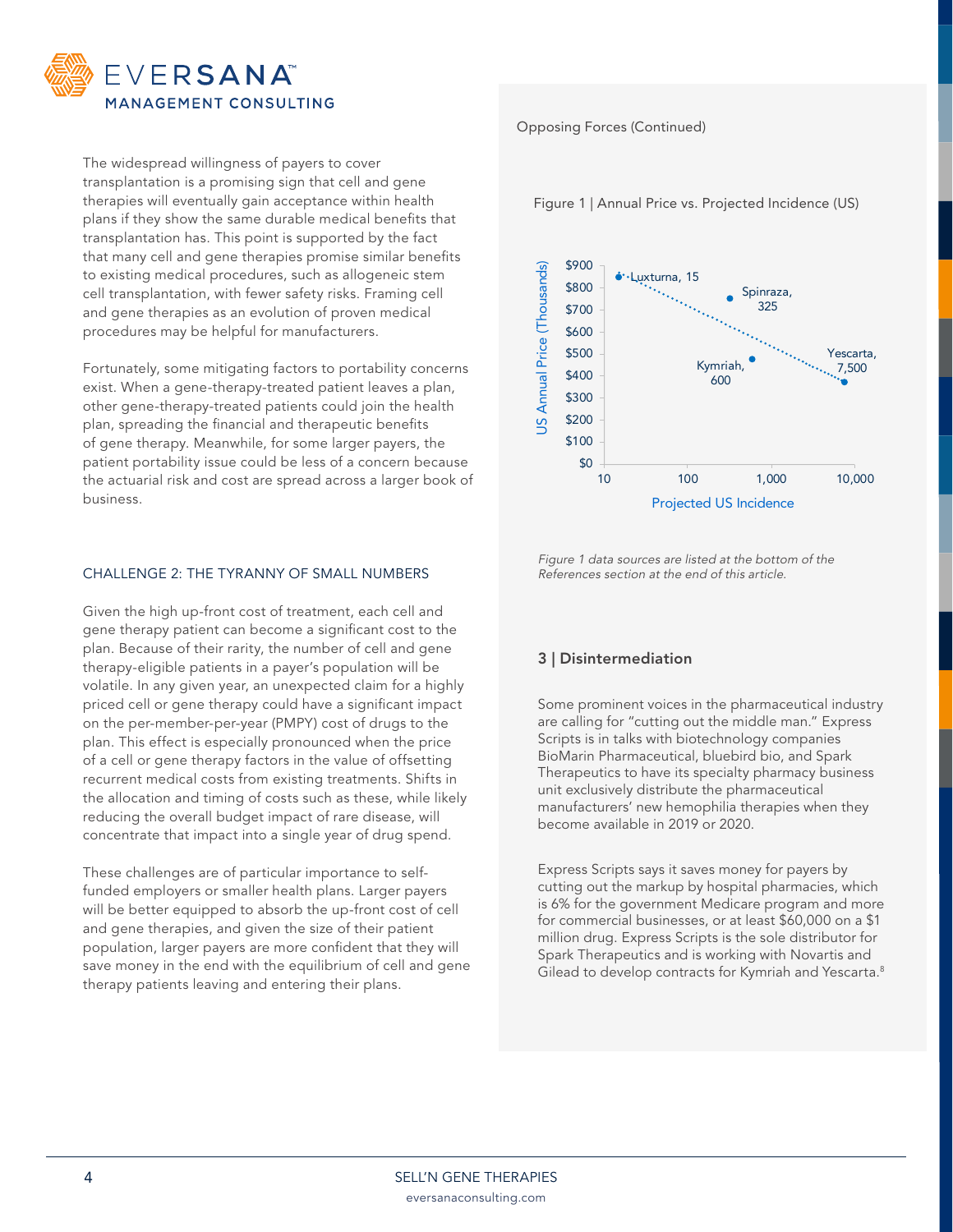The widespread willingness of payers to cover transplantation is a promising sign that cell and gene therapies will eventually gain acceptance within health plans if they show the same durable medical benefits that transplantation has. This point is supported by the fact that many cell and gene therapies promise similar benefits to existing medical procedures, such as allogeneic stem cell transplantation, with fewer safety risks. Framing cell and gene therapies as an evolution of proven medical procedures may be helpful for manufacturers.

Fortunately, some mitigating factors to portability concerns exist. When a gene-therapy-treated patient leaves a plan, other gene-therapy-treated patients could join the health plan, spreading the financial and therapeutic benefits of gene therapy. Meanwhile, for some larger payers, the patient portability issue could be less of a concern because the actuarial risk and cost are spread across a larger book of business.

## CHALLENGE 2: THE TYRANNY OF SMALL NUMBERS

Given the high up-front cost of treatment, each cell and gene therapy patient can become a significant cost to the plan. Because of their rarity, the number of cell and gene therapy-eligible patients in a payer's population will be volatile. In any given year, an unexpected claim for a highly priced cell or gene therapy could have a significant impact on the per-member-per-year (PMPY) cost of drugs to the plan. This effect is especially pronounced when the price of a cell or gene therapy factors in the value of offsetting recurrent medical costs from existing treatments. Shifts in the allocation and timing of costs such as these, while likely reducing the overall budget impact of rare disease, will concentrate that impact into a single year of drug spend.

These challenges are of particular importance to self-funded employers or smaller health plans. Larger payers will be better equipped to absorb the up-front cost of cell and gene therapies, and given the size of their patient population, larger payers are more confident that they will save money in the end with the equilibrium of cell and gene therapy patients leaving and entering their plans.

Opposing Forces (Continued)

Figure 1 | Annual Price vs. Projected Incidence (US)

| Therapy | Projected US Incidence | US Annual Price (Thousands) |
|---|---|---|
| Luxturna | 15 | ~$850 |
| Spinraza | 325 | ~$750 |
| Kymriah | 600 | ~$475 |
| Yescarta | 7,500 | ~$375 |

*Figure 1 data sources are listed at the bottom of the References section at the end of this article.*

### 3 | Disintermediation

Some prominent voices in the pharmaceutical industry are calling for "cutting out the middle man." Express Scripts is in talks with biotechnology companies BioMarin Pharmaceutical, bluebird bio, and Spark Therapeutics to have its specialty pharmacy business unit exclusively distribute the pharmaceutical manufacturers' new hemophilia therapies when they become available in 2019 or 2020.

Express Scripts says it saves money for payers by cutting out the markup by hospital pharmacies, which is 6% for the government Medicare program and more for commercial businesses, or at least $60,000 on a $1 million drug. Express Scripts is the sole distributor for Spark Therapeutics and is working with Novartis and Gilead to develop contracts for Kymriah and Yescarta.[8]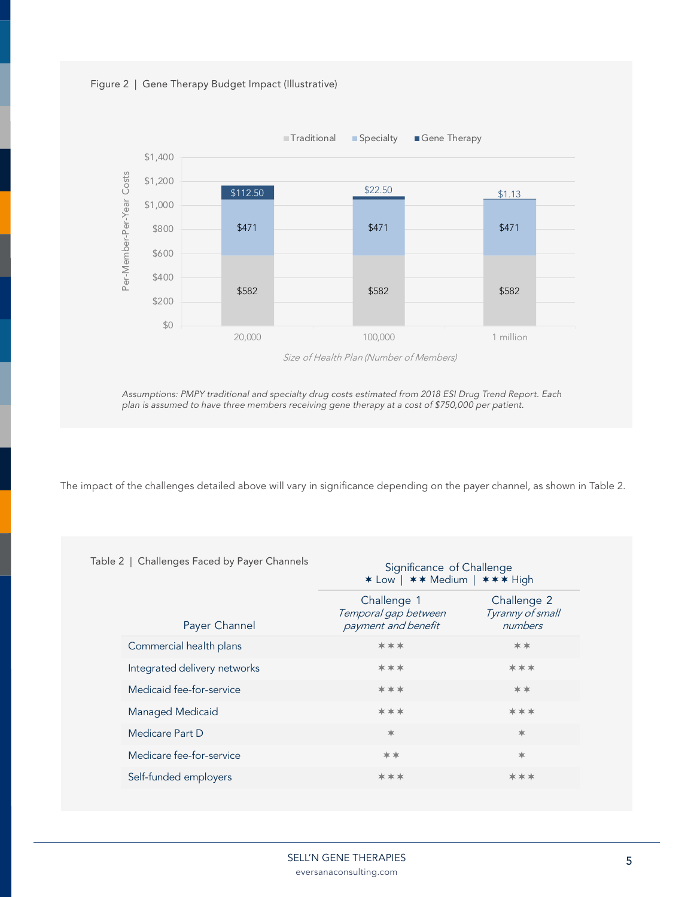Figure 2 | Gene Therapy Budget Impact (Illustrative)

| Size of Health Plan (Number of Members) | Traditional | Specialty | Gene Therapy |
|---|---|---|---|
| 20,000 | $582 | $471 | $112.50 |
| 100,000 | $582 | $471 | $22.50 |
| 1 million | $582 | $471 | $1.13 |

Per-Member-Per-Year Costs

*Assumptions: PMPY traditional and specialty drug costs estimated from 2018 ESI Drug Trend Report. Each plan is assumed to have three members receiving gene therapy at a cost of $750,000 per patient.*

The impact of the challenges detailed above will vary in significance depending on the payer channel, as shown in Table 2.

Table 2 | Challenges Faced by Payer Channels

Significance of Challenge: ✶ Low | ✶✶ Medium | ✶✶✶ High

| Payer Channel | Challenge 1 *Temporal gap between payment and benefit* | Challenge 2 *Tyranny of small numbers* |
|---|---|---|
| Commercial health plans | ✶✶✶ | ✶✶ |
| Integrated delivery networks | ✶✶✶ | ✶✶✶ |
| Medicaid fee-for-service | ✶✶✶ | ✶✶ |
| Managed Medicaid | ✶✶✶ | ✶✶✶ |
| Medicare Part D | ✶ | ✶ |
| Medicare fee-for-service | ✶✶ | ✶ |
| Self-funded employers | ✶✶✶ | ✶✶✶ |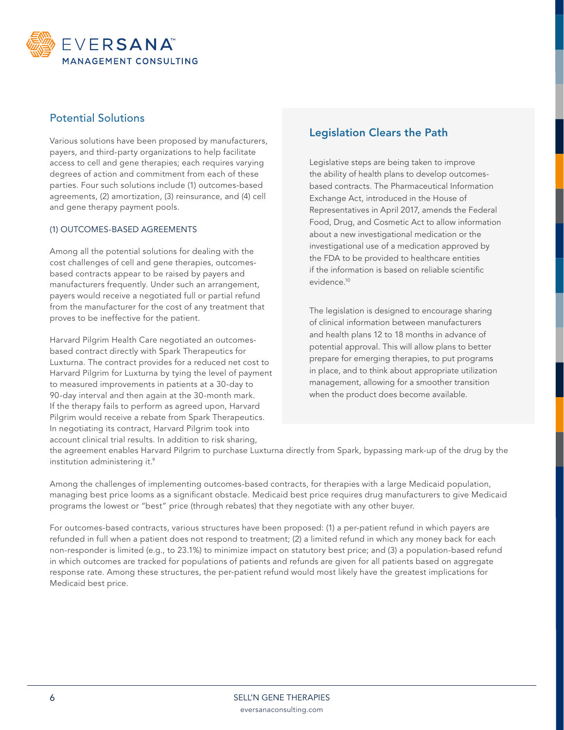## Potential Solutions

Various solutions have been proposed by manufacturers, payers, and third-party organizations to help facilitate access to cell and gene therapies; each requires varying degrees of action and commitment from each of these parties. Four such solutions include (1) outcomes-based agreements, (2) amortization, (3) reinsurance, and (4) cell and gene therapy payment pools.

### (1) OUTCOMES-BASED AGREEMENTS

Among all the potential solutions for dealing with the cost challenges of cell and gene therapies, outcomes-based contracts appear to be raised by payers and manufacturers frequently. Under such an arrangement, payers would receive a negotiated full or partial refund from the manufacturer for the cost of any treatment that proves to be ineffective for the patient.

Harvard Pilgrim Health Care negotiated an outcomes-based contract directly with Spark Therapeutics for Luxturna. The contract provides for a reduced net cost to Harvard Pilgrim for Luxturna by tying the level of payment to measured improvements in patients at a 30-day to 90-day interval and then again at the 30-month mark. If the therapy fails to perform as agreed upon, Harvard Pilgrim would receive a rebate from Spark Therapeutics. In negotiating its contract, Harvard Pilgrim took into account clinical trial results. In addition to risk sharing, the agreement enables Harvard Pilgrim to purchase Luxturna directly from Spark, bypassing mark-up of the drug by the institution administering it.[9]

Among the challenges of implementing outcomes-based contracts, for therapies with a large Medicaid population, managing best price looms as a significant obstacle. Medicaid best price requires drug manufacturers to give Medicaid programs the lowest or "best" price (through rebates) that they negotiate with any other buyer.

For outcomes-based contracts, various structures have been proposed: (1) a per-patient refund in which payers are refunded in full when a patient does not respond to treatment; (2) a limited refund in which any money back for each non-responder is limited (e.g., to 23.1%) to minimize impact on statutory best price; and (3) a population-based refund in which outcomes are tracked for populations of patients and refunds are given for all patients based on aggregate response rate. Among these structures, the per-patient refund would most likely have the greatest implications for Medicaid best price.

## Legislation Clears the Path

Legislative steps are being taken to improve the ability of health plans to develop outcomes-based contracts. The Pharmaceutical Information Exchange Act, introduced in the House of Representatives in April 2017, amends the Federal Food, Drug, and Cosmetic Act to allow information about a new investigational medication or the investigational use of a medication approved by the FDA to be provided to healthcare entities if the information is based on reliable scientific evidence.[10]

The legislation is designed to encourage sharing of clinical information between manufacturers and health plans 12 to 18 months in advance of potential approval. This will allow plans to better prepare for emerging therapies, to put programs in place, and to think about appropriate utilization management, allowing for a smoother transition when the product does become available.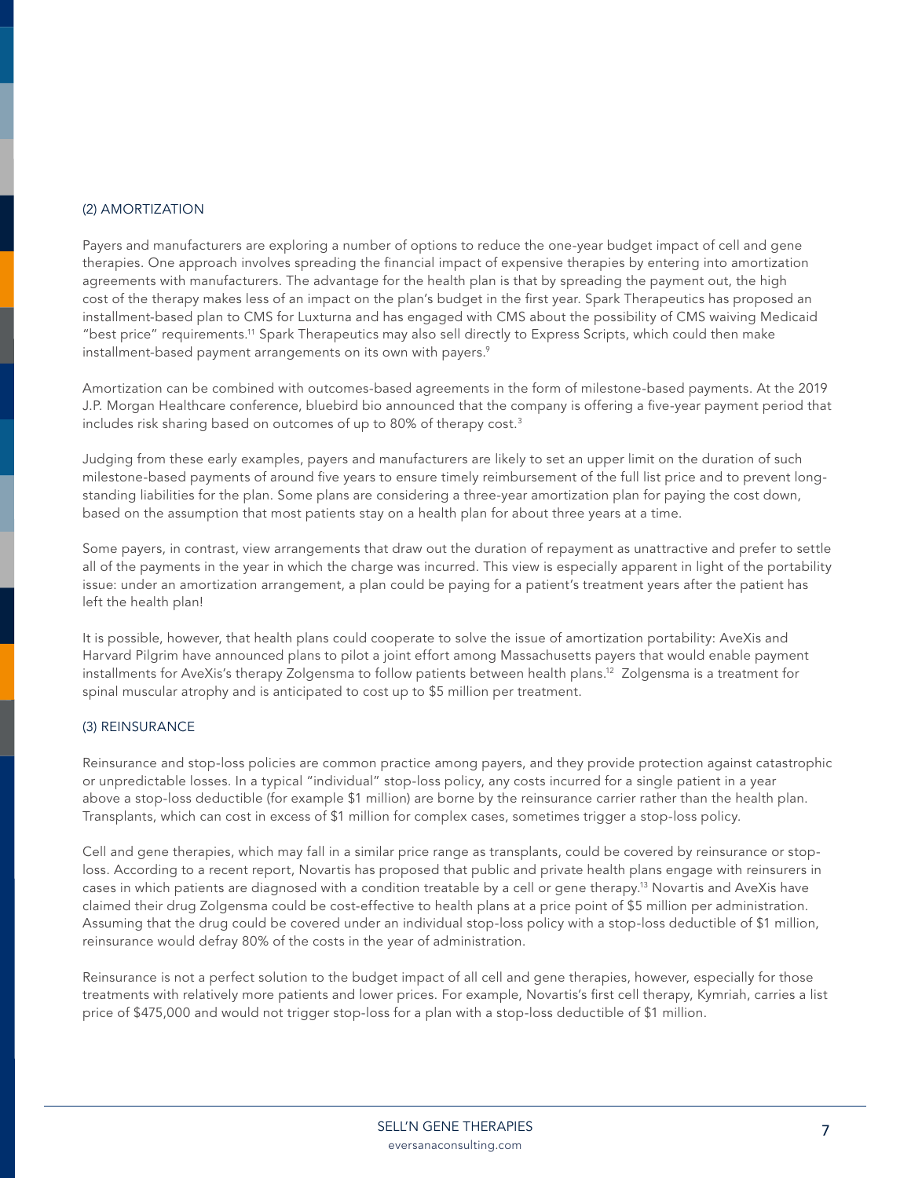### (2) AMORTIZATION

Payers and manufacturers are exploring a number of options to reduce the one-year budget impact of cell and gene therapies. One approach involves spreading the financial impact of expensive therapies by entering into amortization agreements with manufacturers. The advantage for the health plan is that by spreading the payment out, the high cost of the therapy makes less of an impact on the plan's budget in the first year. Spark Therapeutics has proposed an installment-based plan to CMS for Luxturna and has engaged with CMS about the possibility of CMS waiving Medicaid "best price" requirements.[11] Spark Therapeutics may also sell directly to Express Scripts, which could then make installment-based payment arrangements on its own with payers.[9]

Amortization can be combined with outcomes-based agreements in the form of milestone-based payments. At the 2019 J.P. Morgan Healthcare conference, bluebird bio announced that the company is offering a five-year payment period that includes risk sharing based on outcomes of up to 80% of therapy cost.[3]

Judging from these early examples, payers and manufacturers are likely to set an upper limit on the duration of such milestone-based payments of around five years to ensure timely reimbursement of the full list price and to prevent long-standing liabilities for the plan. Some plans are considering a three-year amortization plan for paying the cost down, based on the assumption that most patients stay on a health plan for about three years at a time.

Some payers, in contrast, view arrangements that draw out the duration of repayment as unattractive and prefer to settle all of the payments in the year in which the charge was incurred. This view is especially apparent in light of the portability issue: under an amortization arrangement, a plan could be paying for a patient's treatment years after the patient has left the health plan!

It is possible, however, that health plans could cooperate to solve the issue of amortization portability: AveXis and Harvard Pilgrim have announced plans to pilot a joint effort among Massachusetts payers that would enable payment installments for AveXis's therapy Zolgensma to follow patients between health plans.[12] Zolgensma is a treatment for spinal muscular atrophy and is anticipated to cost up to $5 million per treatment.

### (3) REINSURANCE

Reinsurance and stop-loss policies are common practice among payers, and they provide protection against catastrophic or unpredictable losses. In a typical "individual" stop-loss policy, any costs incurred for a single patient in a year above a stop-loss deductible (for example $1 million) are borne by the reinsurance carrier rather than the health plan. Transplants, which can cost in excess of $1 million for complex cases, sometimes trigger a stop-loss policy.

Cell and gene therapies, which may fall in a similar price range as transplants, could be covered by reinsurance or stop-loss. According to a recent report, Novartis has proposed that public and private health plans engage with reinsurers in cases in which patients are diagnosed with a condition treatable by a cell or gene therapy.[13] Novartis and AveXis have claimed their drug Zolgensma could be cost-effective to health plans at a price point of $5 million per administration. Assuming that the drug could be covered under an individual stop-loss policy with a stop-loss deductible of $1 million, reinsurance would defray 80% of the costs in the year of administration.

Reinsurance is not a perfect solution to the budget impact of all cell and gene therapies, however, especially for those treatments with relatively more patients and lower prices. For example, Novartis's first cell therapy, Kymriah, carries a list price of $475,000 and would not trigger stop-loss for a plan with a stop-loss deductible of $1 million.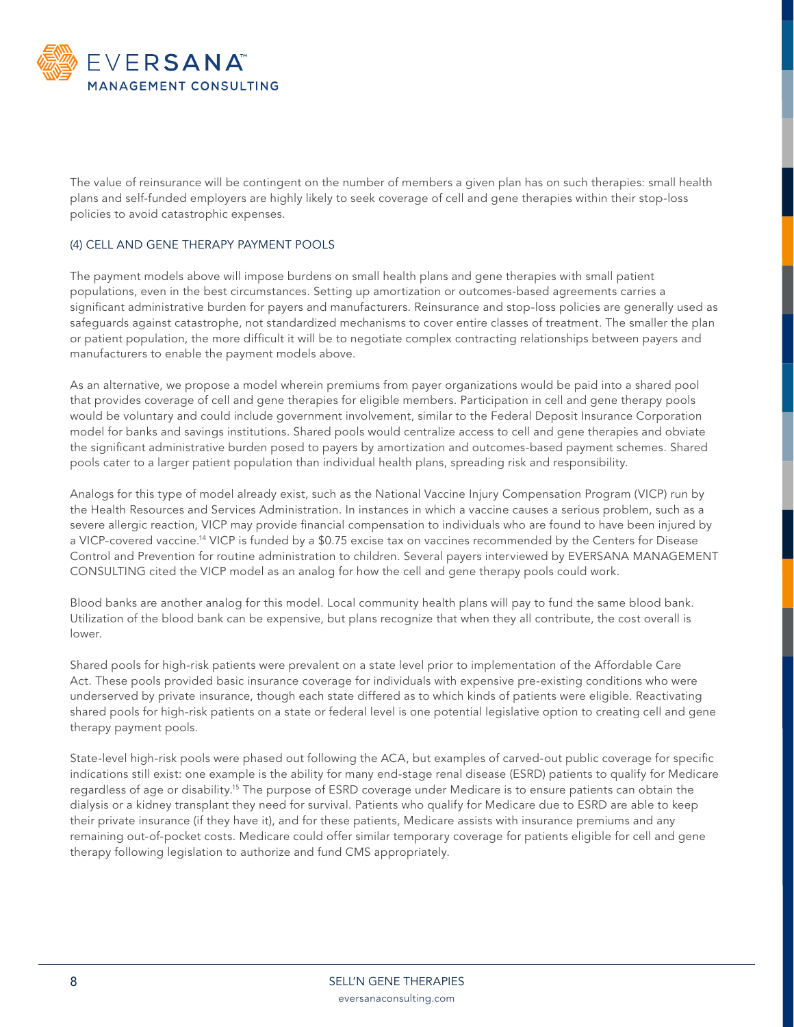The value of reinsurance will be contingent on the number of members a given plan has on such therapies: small health plans and self-funded employers are highly likely to seek coverage of cell and gene therapies within their stop-loss policies to avoid catastrophic expenses.

### (4) CELL AND GENE THERAPY PAYMENT POOLS

The payment models above will impose burdens on small health plans and gene therapies with small patient populations, even in the best circumstances. Setting up amortization or outcomes-based agreements carries a significant administrative burden for payers and manufacturers. Reinsurance and stop-loss policies are generally used as safeguards against catastrophe, not standardized mechanisms to cover entire classes of treatment. The smaller the plan or patient population, the more difficult it will be to negotiate complex contracting relationships between payers and manufacturers to enable the payment models above.

As an alternative, we propose a model wherein premiums from payer organizations would be paid into a shared pool that provides coverage of cell and gene therapies for eligible members. Participation in cell and gene therapy pools would be voluntary and could include government involvement, similar to the Federal Deposit Insurance Corporation model for banks and savings institutions. Shared pools would centralize access to cell and gene therapies and obviate the significant administrative burden posed to payers by amortization and outcomes-based payment schemes. Shared pools cater to a larger patient population than individual health plans, spreading risk and responsibility.

Analogs for this type of model already exist, such as the National Vaccine Injury Compensation Program (VICP) run by the Health Resources and Services Administration. In instances in which a vaccine causes a serious problem, such as a severe allergic reaction, VICP may provide financial compensation to individuals who are found to have been injured by a VICP-covered vaccine.[14] VICP is funded by a $0.75 excise tax on vaccines recommended by the Centers for Disease Control and Prevention for routine administration to children. Several payers interviewed by EVERSANA MANAGEMENT CONSULTING cited the VICP model as an analog for how the cell and gene therapy pools could work.

Blood banks are another analog for this model. Local community health plans will pay to fund the same blood bank. Utilization of the blood bank can be expensive, but plans recognize that when they all contribute, the cost overall is lower.

Shared pools for high-risk patients were prevalent on a state level prior to implementation of the Affordable Care Act. These pools provided basic insurance coverage for individuals with expensive pre-existing conditions who were underserved by private insurance, though each state differed as to which kinds of patients were eligible. Reactivating shared pools for high-risk patients on a state or federal level is one potential legislative option to creating cell and gene therapy payment pools.

State-level high-risk pools were phased out following the ACA, but examples of carved-out public coverage for specific indications still exist: one example is the ability for many end-stage renal disease (ESRD) patients to qualify for Medicare regardless of age or disability.[15] The purpose of ESRD coverage under Medicare is to ensure patients can obtain the dialysis or a kidney transplant they need for survival. Patients who qualify for Medicare due to ESRD are able to keep their private insurance (if they have it), and for these patients, Medicare assists with insurance premiums and any remaining out-of-pocket costs. Medicare could offer similar temporary coverage for patients eligible for cell and gene therapy following legislation to authorize and fund CMS appropriately.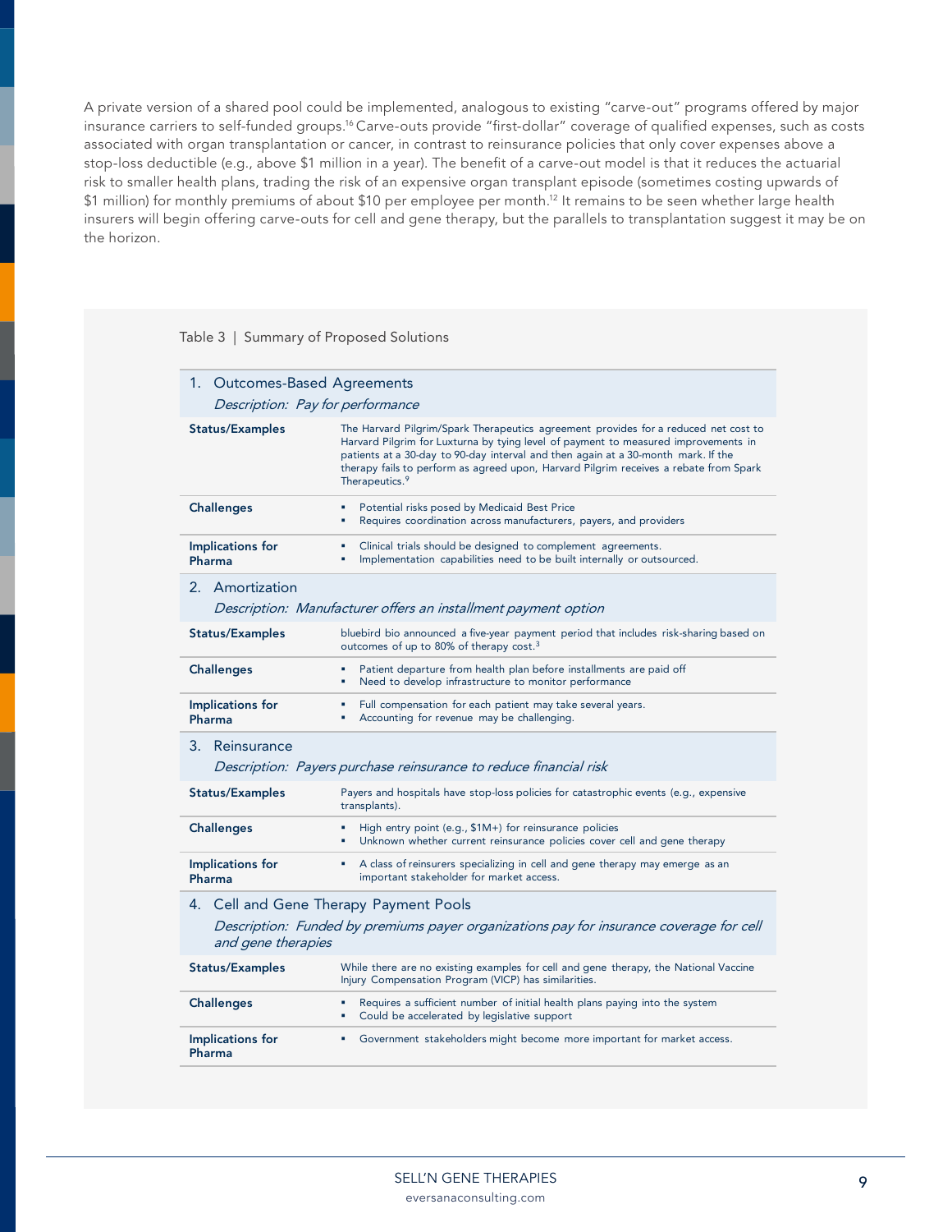A private version of a shared pool could be implemented, analogous to existing "carve-out" programs offered by major insurance carriers to self-funded groups.[16] Carve-outs provide "first-dollar" coverage of qualified expenses, such as costs associated with organ transplantation or cancer, in contrast to reinsurance policies that only cover expenses above a stop-loss deductible (e.g., above $1 million in a year). The benefit of a carve-out model is that it reduces the actuarial risk to smaller health plans, trading the risk of an expensive organ transplant episode (sometimes costing upwards of $1 million) for monthly premiums of about $10 per employee per month.[12] It remains to be seen whether large health insurers will begin offering carve-outs for cell and gene therapy, but the parallels to transplantation suggest it may be on the horizon.

Table 3 | Summary of Proposed Solutions

| | |
|---|---|
| **1. Outcomes-Based Agreements** — *Description: Pay for performance* | |
| **Status/Examples** | The Harvard Pilgrim/Spark Therapeutics agreement provides for a reduced net cost to Harvard Pilgrim for Luxturna by tying level of payment to measured improvements in patients at a 30-day to 90-day interval and then again at a 30-month mark. If the therapy fails to perform as agreed upon, Harvard Pilgrim receives a rebate from Spark Therapeutics.[9] |
| **Challenges** | ▪ Potential risks posed by Medicaid Best Price<br>▪ Requires coordination across manufacturers, payers, and providers |
| **Implications for Pharma** | ▪ Clinical trials should be designed to complement agreements.<br>▪ Implementation capabilities need to be built internally or outsourced. |
| **2. Amortization** — *Description: Manufacturer offers an installment payment option* | |
| **Status/Examples** | bluebird bio announced a five-year payment period that includes risk-sharing based on outcomes of up to 80% of therapy cost.[3] |
| **Challenges** | ▪ Patient departure from health plan before installments are paid off<br>▪ Need to develop infrastructure to monitor performance |
| **Implications for Pharma** | ▪ Full compensation for each patient may take several years.<br>▪ Accounting for revenue may be challenging. |
| **3. Reinsurance** — *Description: Payers purchase reinsurance to reduce financial risk* | |
| **Status/Examples** | Payers and hospitals have stop-loss policies for catastrophic events (e.g., expensive transplants). |
| **Challenges** | ▪ High entry point (e.g., $1M+) for reinsurance policies<br>▪ Unknown whether current reinsurance policies cover cell and gene therapy |
| **Implications for Pharma** | ▪ A class of reinsurers specializing in cell and gene therapy may emerge as an important stakeholder for market access. |
| **4. Cell and Gene Therapy Payment Pools** — *Description: Funded by premiums payer organizations pay for insurance coverage for cell and gene therapies* | |
| **Status/Examples** | While there are no existing examples for cell and gene therapy, the National Vaccine Injury Compensation Program (VICP) has similarities. |
| **Challenges** | ▪ Requires a sufficient number of initial health plans paying into the system<br>▪ Could be accelerated by legislative support |
| **Implications for Pharma** | ▪ Government stakeholders might become more important for market access. |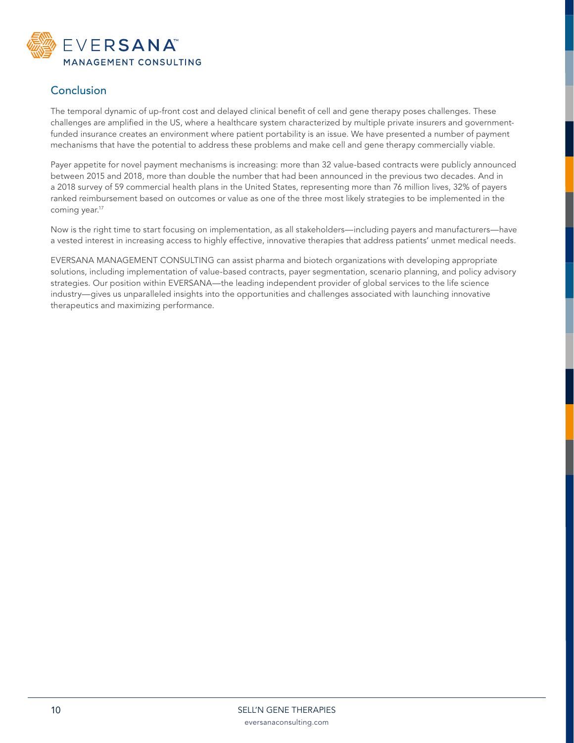## Conclusion

The temporal dynamic of up-front cost and delayed clinical benefit of cell and gene therapy poses challenges. These challenges are amplified in the US, where a healthcare system characterized by multiple private insurers and government-funded insurance creates an environment where patient portability is an issue. We have presented a number of payment mechanisms that have the potential to address these problems and make cell and gene therapy commercially viable.

Payer appetite for novel payment mechanisms is increasing: more than 32 value-based contracts were publicly announced between 2015 and 2018, more than double the number that had been announced in the previous two decades. And in a 2018 survey of 59 commercial health plans in the United States, representing more than 76 million lives, 32% of payers ranked reimbursement based on outcomes or value as one of the three most likely strategies to be implemented in the coming year.[17]

Now is the right time to start focusing on implementation, as all stakeholders—including payers and manufacturers—have a vested interest in increasing access to highly effective, innovative therapies that address patients' unmet medical needs.

EVERSANA MANAGEMENT CONSULTING can assist pharma and biotech organizations with developing appropriate solutions, including implementation of value-based contracts, payer segmentation, scenario planning, and policy advisory strategies. Our position within EVERSANA—the leading independent provider of global services to the life science industry—gives us unparalleled insights into the opportunities and challenges associated with launching innovative therapeutics and maximizing performance.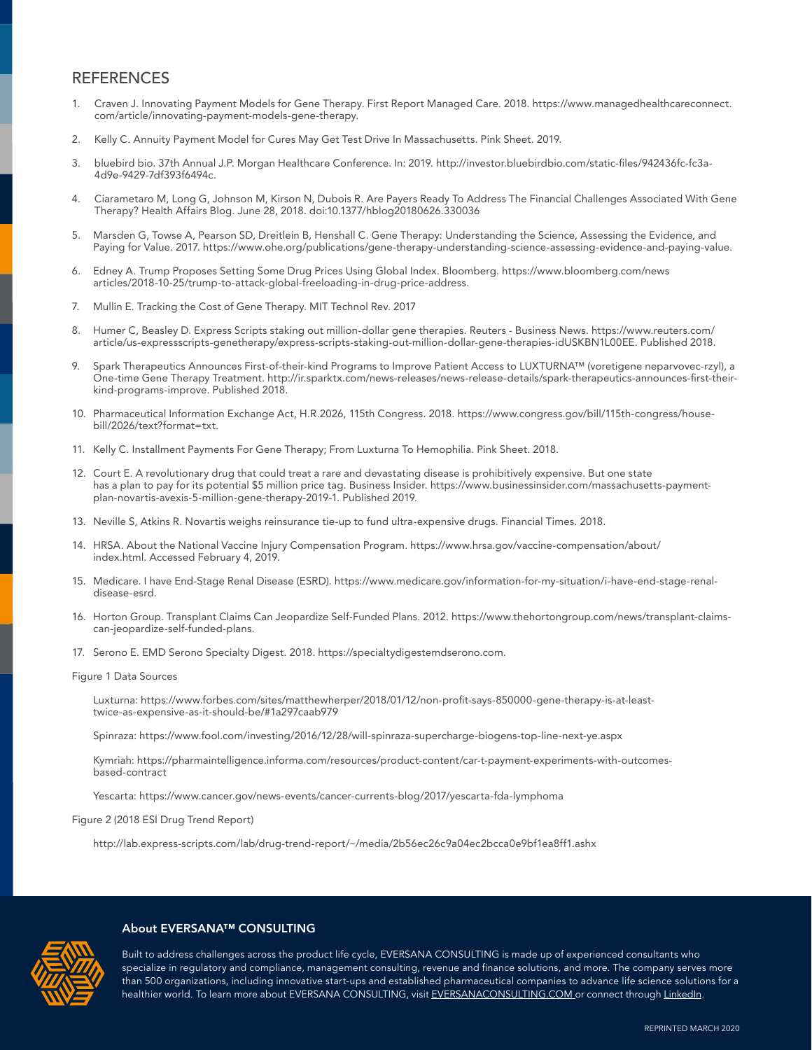## REFERENCES

1. Craven J. Innovating Payment Models for Gene Therapy. First Report Managed Care. 2018. https://www.managedhealthcareconnect.com/article/innovating-payment-models-gene-therapy.
2. Kelly C. Annuity Payment Model for Cures May Get Test Drive In Massachusetts. Pink Sheet. 2019.
3. bluebird bio. 37th Annual J.P. Morgan Healthcare Conference. In: 2019. http://investor.bluebirdbio.com/static-files/942436fc-fc3a-4d9e-9429-7df393f6494c.
4. Ciarametaro M, Long G, Johnson M, Kirson N, Dubois R. Are Payers Ready To Address The Financial Challenges Associated With Gene Therapy? Health Affairs Blog. June 28, 2018. doi:10.1377/hblog20180626.330036
5. Marsden G, Towse A, Pearson SD, Dreitlein B, Henshall C. Gene Therapy: Understanding the Science, Assessing the Evidence, and Paying for Value. 2017. https://www.ohe.org/publications/gene-therapy-understanding-science-assessing-evidence-and-paying-value.
6. Edney A. Trump Proposes Setting Some Drug Prices Using Global Index. Bloomberg. https://www.bloomberg.com/news articles/2018-10-25/trump-to-attack-global-freeloading-in-drug-price-address.
7. Mullin E. Tracking the Cost of Gene Therapy. MIT Technol Rev. 2017
8. Humer C, Beasley D. Express Scripts staking out million-dollar gene therapies. Reuters - Business News. https://www.reuters.com/article/us-expressscripts-genetherapy/express-scripts-staking-out-million-dollar-gene-therapies-idUSKBN1L00EE. Published 2018.
9. Spark Therapeutics Announces First-of-their-kind Programs to Improve Patient Access to LUXTURNA™ (voretigene neparvovec-rzyl), a One-time Gene Therapy Treatment. http://ir.sparktx.com/news-releases/news-release-details/spark-therapeutics-announces-first-their-kind-programs-improve. Published 2018.
10. Pharmaceutical Information Exchange Act, H.R.2026, 115th Congress. 2018. https://www.congress.gov/bill/115th-congress/house-bill/2026/text?format=txt.
11. Kelly C. Installment Payments For Gene Therapy; From Luxturna To Hemophilia. Pink Sheet. 2018.
12. Court E. A revolutionary drug that could treat a rare and devastating disease is prohibitively expensive. But one state has a plan to pay for its potential $5 million price tag. Business Insider. https://www.businessinsider.com/massachusetts-payment-plan-novartis-avexis-5-million-gene-therapy-2019-1. Published 2019.
13. Neville S, Atkins R. Novartis weighs reinsurance tie-up to fund ultra-expensive drugs. Financial Times. 2018.
14. HRSA. About the National Vaccine Injury Compensation Program. https://www.hrsa.gov/vaccine-compensation/about/index.html. Accessed February 4, 2019.
15. Medicare. I have End-Stage Renal Disease (ESRD). https://www.medicare.gov/information-for-my-situation/i-have-end-stage-renal-disease-esrd.
16. Horton Group. Transplant Claims Can Jeopardize Self-Funded Plans. 2012. https://www.thehortongroup.com/news/transplant-claims-can-jeopardize-self-funded-plans.
17. Serono E. EMD Serono Specialty Digest. 2018. https://specialtydigestemdserono.com.

Figure 1 Data Sources

Luxturna: https://www.forbes.com/sites/matthewherper/2018/01/12/non-profit-says-850000-gene-therapy-is-at-least-twice-as-expensive-as-it-should-be/#1a297caab979

Spinraza: https://www.fool.com/investing/2016/12/28/will-spinraza-supercharge-biogens-top-line-next-ye.aspx

Kymriah: https://pharmaintelligence.informa.com/resources/product-content/car-t-payment-experiments-with-outcomes-based-contract

Yescarta: https://www.cancer.gov/news-events/cancer-currents-blog/2017/yescarta-fda-lymphoma

Figure 2 (2018 ESI Drug Trend Report)

http://lab.express-scripts.com/lab/drug-trend-report/~/media/2b56ec26c9a04ec2bcca0e9bf1ea8ff1.ashx

### About EVERSANA™ CONSULTING

Built to address challenges across the product life cycle, EVERSANA CONSULTING is made up of experienced consultants who specialize in regulatory and compliance, management consulting, revenue and finance solutions, and more. The company serves more than 500 organizations, including innovative start-ups and established pharmaceutical companies to advance life science solutions for a healthier world. To learn more about EVERSANA CONSULTING, visit EVERSANACONSULTING.COM or connect through LinkedIn.

REPRINTED MARCH 2020